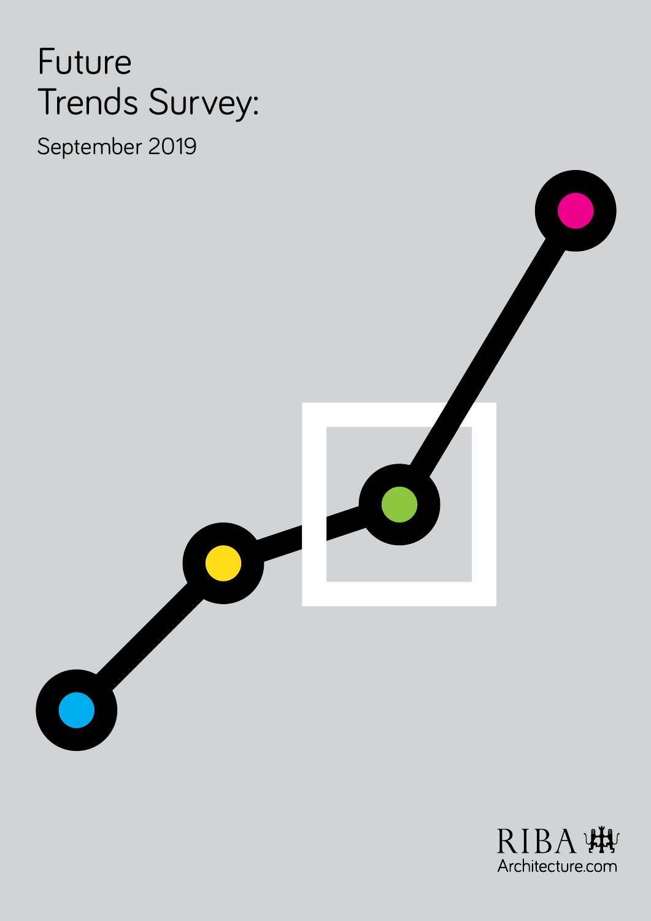# Future Trends Survey:

September 2019

RIBA
Architecture.com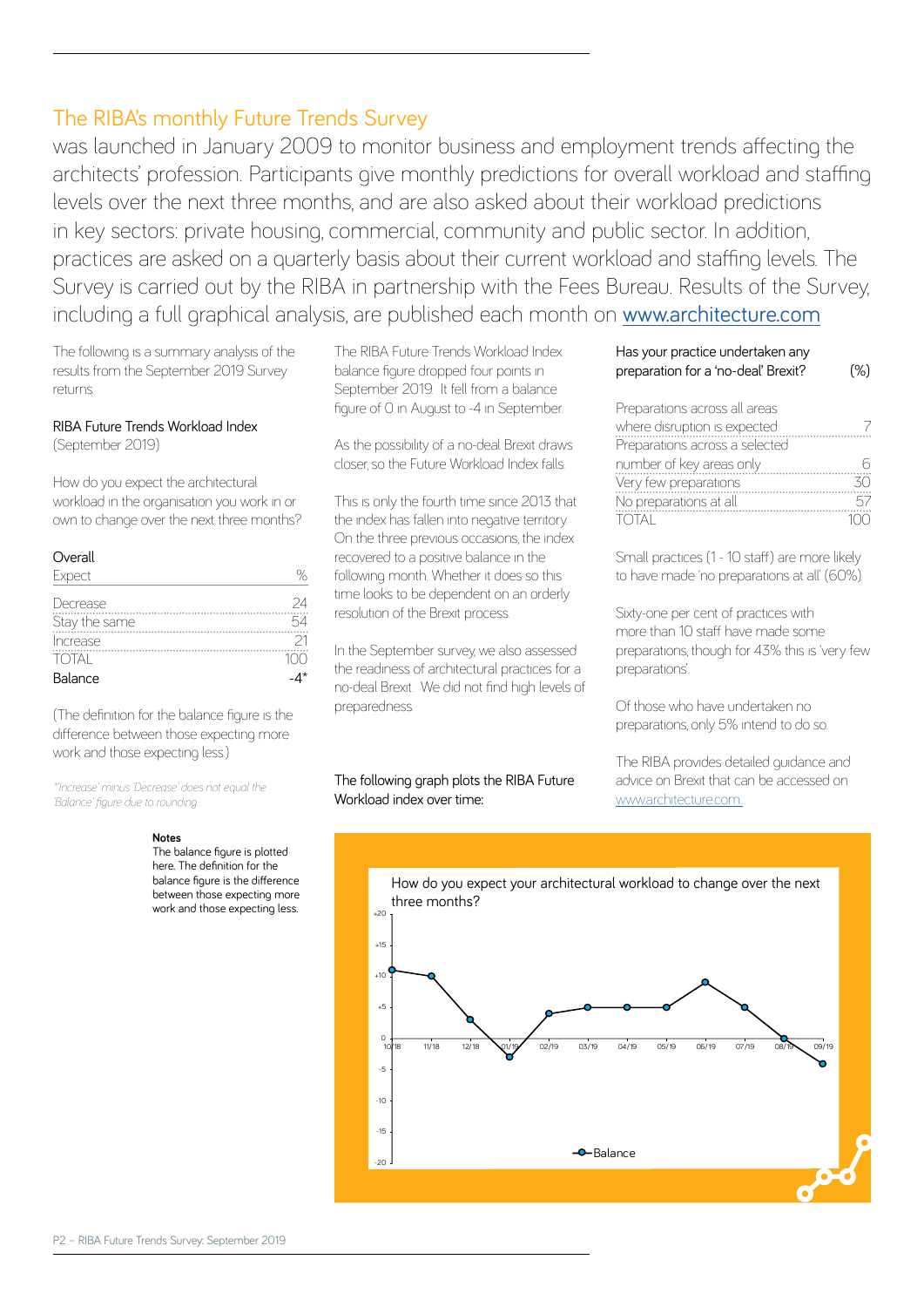## The RIBA's monthly Future Trends Survey

was launched in January 2009 to monitor business and employment trends affecting the architects' profession. Participants give monthly predictions for overall workload and staffing levels over the next three months, and are also asked about their workload predictions in key sectors: private housing, commercial, community and public sector. In addition, practices are asked on a quarterly basis about their current workload and staffing levels. The Survey is carried out by the RIBA in partnership with the Fees Bureau. Results of the Survey, including a full graphical analysis, are published each month on www.architecture.com

The following is a summary analysis of the results from the September 2019 Survey returns.

### RIBA Future Trends Workload Index

(September 2019)

How do you expect the architectural workload in the organisation you work in or own to change over the next three months?

**Overall**

| Expect | % |
|---|---|
| Decrease | 24 |
| Stay the same | 54 |
| Increase | 21 |
| TOTAL | 100 |
| Balance | -4* |

(The definition for the balance figure is the difference between those expecting more work and those expecting less.)

*\*'Increase' minus 'Decrease' does not equal the 'Balance' figure due to rounding.*

**Notes**

The balance figure is plotted here. The definition for the balance figure is the difference between those expecting more work and those expecting less.

The RIBA Future Trends Workload Index balance figure dropped four points in September 2019. It fell from a balance figure of 0 in August to -4 in September.

As the possibility of a no-deal Brexit draws closer, so the Future Workload Index falls.

This is only the fourth time since 2013 that the index has fallen into negative territory. On the three previous occasions, the index recovered to a positive balance in the following month. Whether it does so this time looks to be dependent on an orderly resolution of the Brexit process.

In the September survey, we also assessed the readiness of architectural practices for a no-deal Brexit. We did not find high levels of preparedness.

The following graph plots the RIBA Future Workload index over time:

How do you expect your architectural workload to change over the next three months?

+20
+15
+10
+5
0
-5
-10
-15
-20

10/18 11/18 12/18 01/19 02/19 03/19 04/19 05/19 06/19 07/19 08/19 09/19

Balance

| Has your practice undertaken any preparation for a 'no-deal' Brexit? | (%) |
|---|---|
| Preparations across all areas where disruption is expected | 7 |
| Preparations across a selected number of key areas only | 6 |
| Very few preparations | 30 |
| No preparations at all | 57 |
| TOTAL | 100 |

Small practices (1 - 10 staff) are more likely to have made 'no preparations at all' (60%).

Sixty-one per cent of practices with more than 10 staff have made some preparations, though for 43% this is 'very few preparations'.

Of those who have undertaken no preparations, only 5% intend to do so.

The RIBA provides detailed guidance and advice on Brexit that can be accessed on www.architecture.com.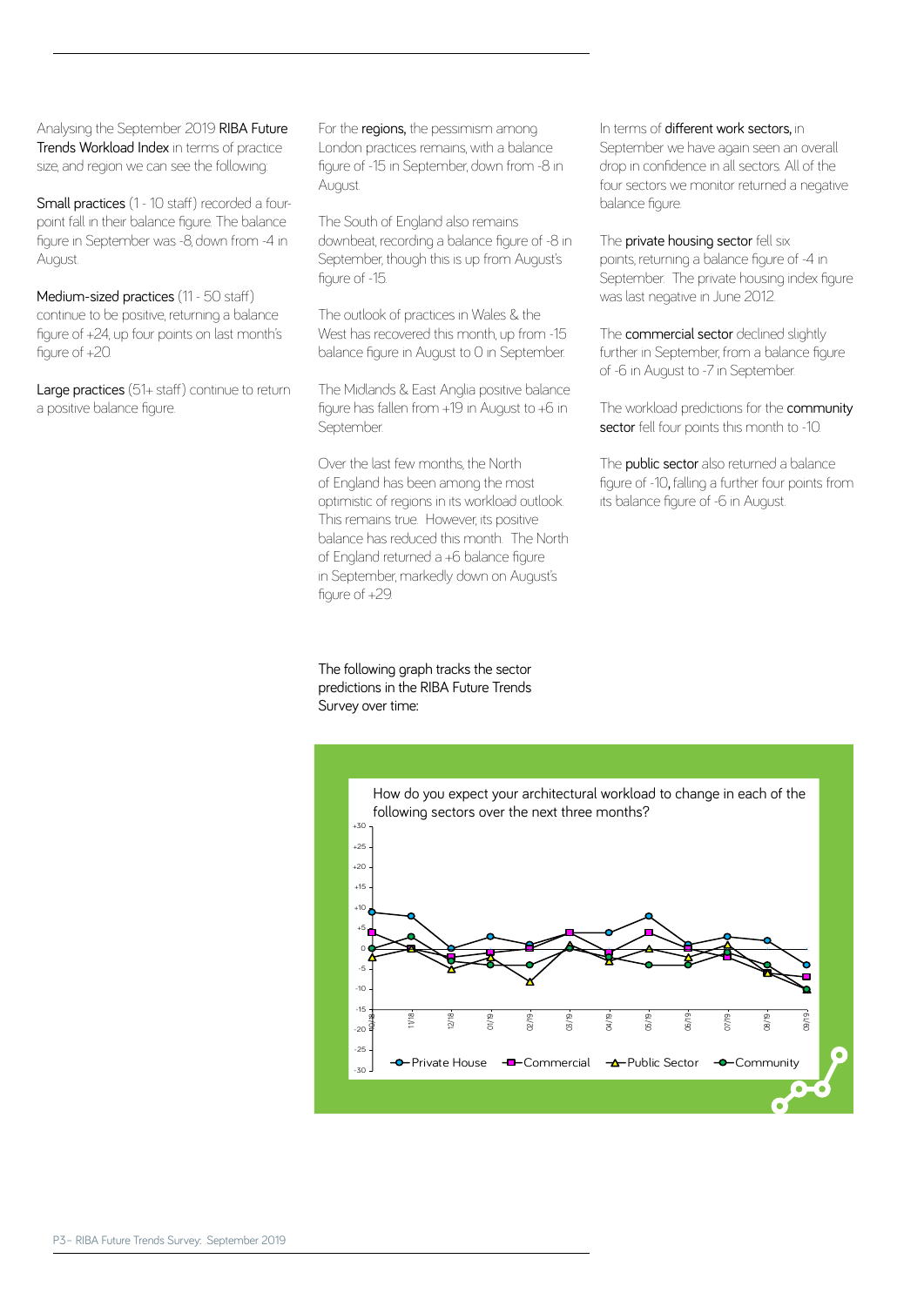Analysing the September 2019 **RIBA Future Trends Workload Index** in terms of practice size, and region we can see the following:

**Small practices** (1 - 10 staff) recorded a four-point fall in their balance figure. The balance figure in September was -8, down from -4 in August.

**Medium-sized practices** (11 - 50 staff) continue to be positive, returning a balance figure of +24, up four points on last month's figure of +20.

**Large practices** (51+ staff) continue to return a positive balance figure.

For the **regions,** the pessimism among London practices remains, with a balance figure of -15 in September, down from -8 in August.

The South of England also remains downbeat, recording a balance figure of -8 in September, though this is up from August's figure of -15.

The outlook of practices in Wales & the West has recovered this month, up from -15 balance figure in August to 0 in September.

The Midlands & East Anglia positive balance figure has fallen from +19 in August to +6 in September.

Over the last few months, the North of England has been among the most optimistic of regions in its workload outlook. This remains true. However, its positive balance has reduced this month. The North of England returned a +6 balance figure in September, markedly down on August's figure of +29.

The following graph tracks the sector predictions in the RIBA Future Trends Survey over time:

How do you expect your architectural workload to change in each of the following sectors over the next three months?

+30
+25
+20
+15
+10
+5
0
-5
-10
-15
-20
-25
-30

10/18 11/18 12/18 01/19 02/19 03/19 04/19 05/19 06/19 07/19 08/19 09/19

Private House, Commercial, Public Sector, Community

In terms of **different work sectors,** in September we have again seen an overall drop in confidence in all sectors. All of the four sectors we monitor returned a negative balance figure.

The **private housing sector** fell six points, returning a balance figure of -4 in September. The private housing index figure was last negative in June 2012.

The **commercial sector** declined slightly further in September, from a balance figure of -6 in August to -7 in September.

The workload predictions for the **community sector** fell four points this month to -10.

The **public sector** also returned a balance figure of -10, falling a further four points from its balance figure of -6 in August.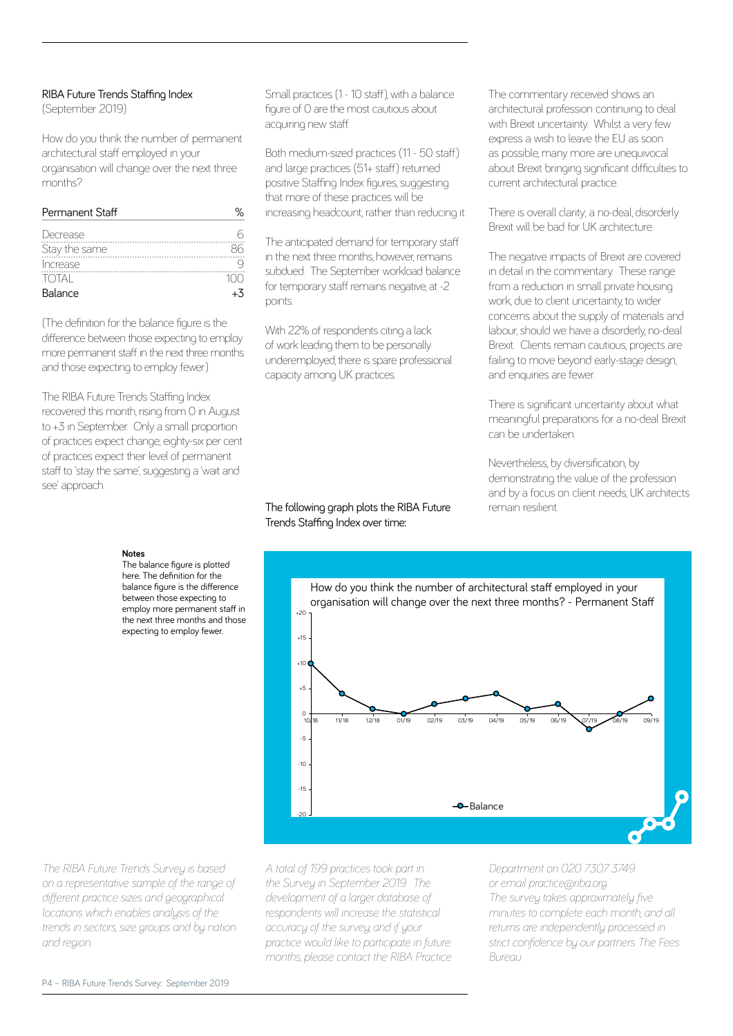RIBA Future Trends Staffing Index
(September 2019)

How do you think the number of permanent architectural staff employed in your organisation will change over the next three months?

| Permanent Staff | % |
|---|---|
| Decrease | 6 |
| Stay the same | 86 |
| Increase | 9 |
| TOTAL | 100 |
| Balance | +3 |

(The definition for the balance figure is the difference between those expecting to employ more permanent staff in the next three months and those expecting to employ fewer.)

The RIBA Future Trends Staffing Index recovered this month, rising from 0 in August to +3 in September. Only a small proportion of practices expect change; eighty-six per cent of practices expect their level of permanent staff to 'stay the same', suggesting a 'wait and see' approach.

Small practices (1 - 10 staff), with a balance figure of 0 are the most cautious about acquiring new staff.

Both medium-sized practices (11 - 50 staff) and large practices (51+ staff) returned positive Staffing Index figures, suggesting that more of these practices will be increasing headcount, rather than reducing it.

The anticipated demand for temporary staff in the next three months, however, remains subdued. The September workload balance for temporary staff remains negative, at -2 points.

With 22% of respondents citing a lack of work leading them to be personally underemployed, there is spare professional capacity among UK practices.

The commentary received shows an architectural profession continuing to deal with Brexit uncertainty. Whilst a very few express a wish to leave the EU as soon as possible, many more are unequivocal about Brexit bringing significant difficulties to current architectural practice.

There is overall clarity; a no-deal, disorderly Brexit will be bad for UK architecture.

The negative impacts of Brexit are covered in detail in the commentary. These range from a reduction in small private housing work, due to client uncertainty, to wider concerns about the supply of materials and labour, should we have a disorderly, no-deal Brexit. Clients remain cautious, projects are failing to move beyond early-stage design, and enquiries are fewer.

There is significant uncertainty about what meaningful preparations for a no-deal Brexit can be undertaken.

Nevertheless, by diversification, by demonstrating the value of the profession and by a focus on client needs, UK architects remain resilient.

The following graph plots the RIBA Future Trends Staffing Index over time:

**Notes**
The balance figure is plotted here. The definition for the balance figure is the difference between those expecting to employ more permanent staff in the next three months and those expecting to employ fewer.

How do you think the number of architectural staff employed in your organisation will change over the next three months? - Permanent Staff

+20
+15
+10
+5
0
-5
-10
-15
-20

10/18 11/18 12/18 01/19 02/19 03/19 04/19 05/19 06/19 07/19 08/19 09/19

Balance

*The RIBA Future Trends Survey is based on a representative sample of the range of different practice sizes and geographical locations which enables analysis of the trends in sectors, size groups and by nation and region.*

*A total of 199 practices took part in the Survey in September 2019. The development of a larger database of respondents will increase the statistical accuracy of the survey, and if your practice would like to participate in future months, please contact the RIBA Practice Department on 020 7307 3749 or email practice@riba.org.*

*The survey takes approximately five minutes to complete each month, and all returns are independently processed in strict confidence by our partners The Fees Bureau.*